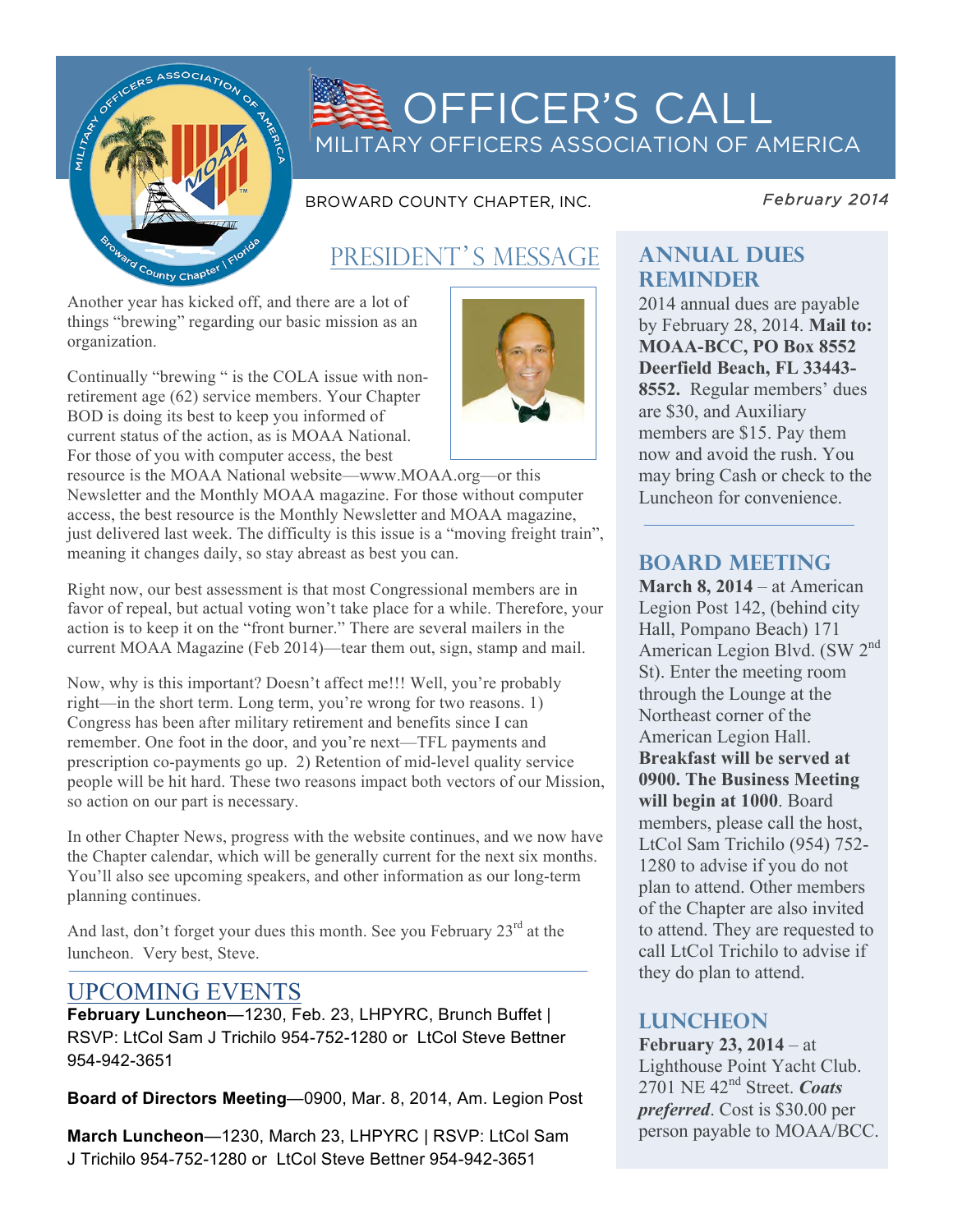# OFFICER'S CALL

MILITARY OFFICERS ASSOCIATION OF AMERICA

BROWARD COUNTY CHAPTER, INC.

*February 2014*

## PRESIDENT'S MESSAGE

Another year has kicked off, and there are a lot of things "brewing" regarding our basic mission as an organization.

Continually "brewing " is the COLA issue with non-retirement age (62) service members. Your Chapter BOD is doing its best to keep you informed of current status of the action, as is MOAA National. For those of you with computer access, the best resource is the MOAA National website—www.MOAA.org—or this Newsletter and the Monthly MOAA magazine. For those without computer access, the best resource is the Monthly Newsletter and MOAA magazine, just delivered last week. The difficulty is this issue is a "moving freight train", meaning it changes daily, so stay abreast as best you can.

Right now, our best assessment is that most Congressional members are in favor of repeal, but actual voting won't take place for a while. Therefore, your action is to keep it on the "front burner." There are several mailers in the current MOAA Magazine (Feb 2014)—tear them out, sign, stamp and mail.

Now, why is this important? Doesn't affect me!!! Well, you're probably right—in the short term. Long term, you're wrong for two reasons. 1) Congress has been after military retirement and benefits since I can remember. One foot in the door, and you're next—TFL payments and prescription co-payments go up. 2) Retention of mid-level quality service people will be hit hard. These two reasons impact both vectors of our Mission, so action on our part is necessary.

In other Chapter News, progress with the website continues, and we now have the Chapter calendar, which will be generally current for the next six months. You'll also see upcoming speakers, and other information as our long-term planning continues.

And last, don't forget your dues this month. See you February 23rd at the luncheon. Very best, Steve.

## UPCOMING EVENTS

**February Luncheon**—1230, Feb. 23, LHPYRC, Brunch Buffet | RSVP: LtCol Sam J Trichilo 954-752-1280 or LtCol Steve Bettner 954-942-3651

**Board of Directors Meeting**—0900, Mar. 8, 2014, Am. Legion Post

**March Luncheon**—1230, March 23, LHPYRC | RSVP: LtCol Sam J Trichilo 954-752-1280 or LtCol Steve Bettner 954-942-3651

## ANNUAL DUES REMINDER

2014 annual dues are payable by February 28, 2014. **Mail to: MOAA-BCC, PO Box 8552 Deerfield Beach, FL 33443-8552.** Regular members' dues are $30, and Auxiliary members are $15. Pay them now and avoid the rush. You may bring Cash or check to the Luncheon for convenience.

## BOARD MEETING

**March 8, 2014** – at American Legion Post 142, (behind city Hall, Pompano Beach) 171 American Legion Blvd. (SW 2nd St). Enter the meeting room through the Lounge at the Northeast corner of the American Legion Hall. **Breakfast will be served at 0900. The Business Meeting will begin at 1000**. Board members, please call the host, LtCol Sam Trichilo (954) 752-1280 to advise if you do not plan to attend. Other members of the Chapter are also invited to attend. They are requested to call LtCol Trichilo to advise if they do plan to attend.

## LUNCHEON

**February 23, 2014** – at Lighthouse Point Yacht Club. 2701 NE 42nd Street. ***Coats preferred***. Cost is $30.00 per person payable to MOAA/BCC.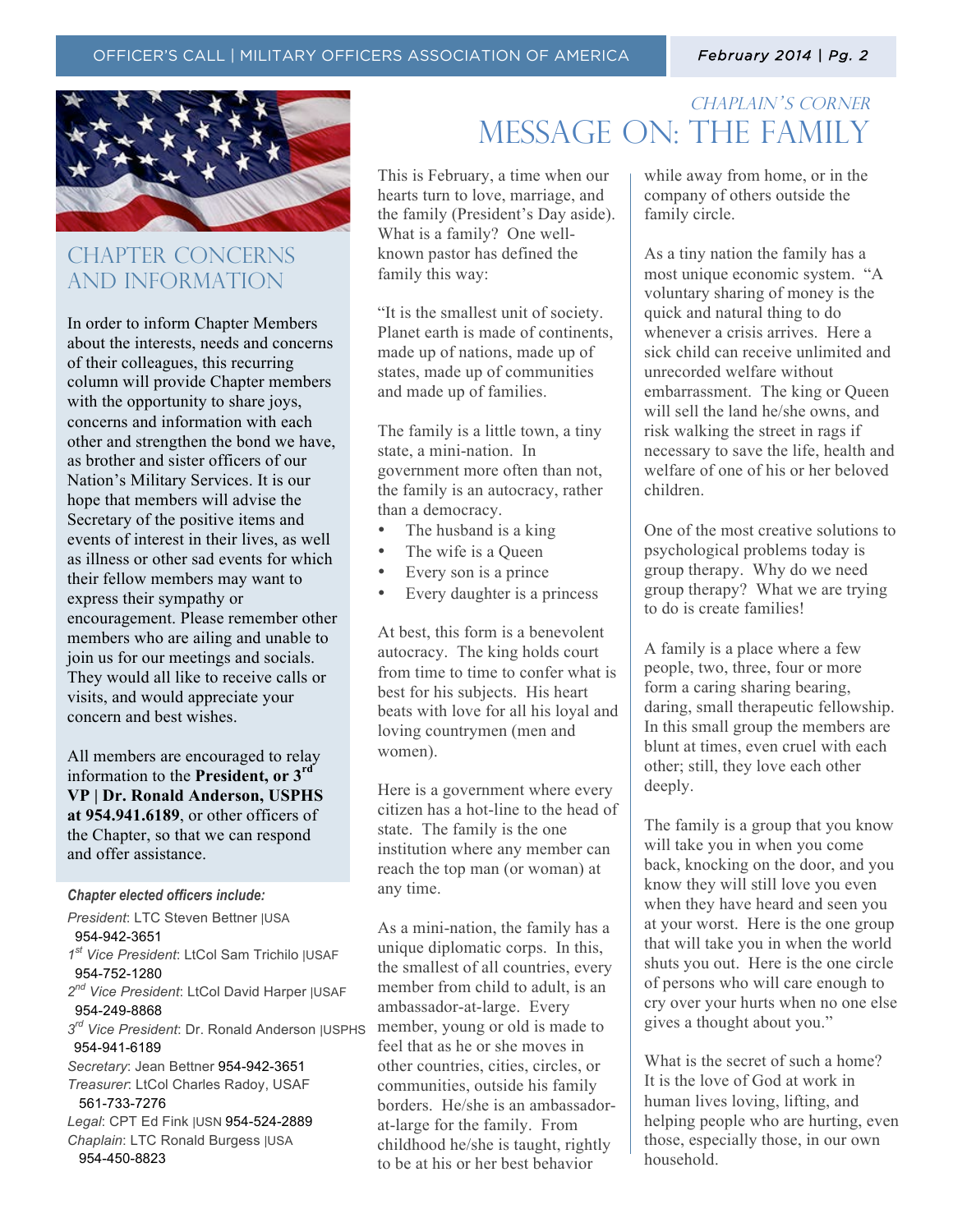## Chapter Concerns and Information

In order to inform Chapter Members about the interests, needs and concerns of their colleagues, this recurring column will provide Chapter members with the opportunity to share joys, concerns and information with each other and strengthen the bond we have, as brother and sister officers of our Nation's Military Services. It is our hope that members will advise the Secretary of the positive items and events of interest in their lives, as well as illness or other sad events for which their fellow members may want to express their sympathy or encouragement. Please remember other members who are ailing and unable to join us for our meetings and socials. They would all like to receive calls or visits, and would appreciate your concern and best wishes.

All members are encouraged to relay information to the **President, or 3rd VP | Dr. Ronald Anderson, USPHS at 954.941.6189**, or other officers of the Chapter, so that we can respond and offer assistance.

***Chapter elected officers include:***

*President*: LTC Steven Bettner |USA 954-942-3651
*1st Vice President*: LtCol Sam Trichilo |USAF 954-752-1280
*2nd Vice President*: LtCol David Harper |USAF 954-249-8868
*3rd Vice President*: Dr. Ronald Anderson |USPHS 954-941-6189
*Secretary*: Jean Bettner 954-942-3651
*Treasurer*: LtCol Charles Radoy, USAF 561-733-7276
*Legal*: CPT Ed Fink |USN 954-524-2889
*Chaplain*: LTC Ronald Burgess |USA 954-450-8823

### *Chaplain's Corner*

# Message On: The Family

This is February, a time when our hearts turn to love, marriage, and the family (President's Day aside). What is a family? One well-known pastor has defined the family this way:

"It is the smallest unit of society. Planet earth is made of continents, made up of nations, made up of states, made up of communities and made up of families.

The family is a little town, a tiny state, a mini-nation. In government more often than not, the family is an autocracy, rather than a democracy.

- The husband is a king
- The wife is a Queen
- Every son is a prince
- Every daughter is a princess

At best, this form is a benevolent autocracy. The king holds court from time to time to confer what is best for his subjects. His heart beats with love for all his loyal and loving countrymen (men and women).

Here is a government where every citizen has a hot-line to the head of state. The family is the one institution where any member can reach the top man (or woman) at any time.

As a mini-nation, the family has a unique diplomatic corps. In this, the smallest of all countries, every member from child to adult, is an ambassador-at-large. Every member, young or old is made to feel that as he or she moves in other countries, cities, circles, or communities, outside his family borders. He/she is an ambassador-at-large for the family. From childhood he/she is taught, rightly to be at his or her best behavior while away from home, or in the company of others outside the family circle.

As a tiny nation the family has a most unique economic system. "A voluntary sharing of money is the quick and natural thing to do whenever a crisis arrives. Here a sick child can receive unlimited and unrecorded welfare without embarrassment. The king or Queen will sell the land he/she owns, and risk walking the street in rags if necessary to save the life, health and welfare of one of his or her beloved children.

One of the most creative solutions to psychological problems today is group therapy. Why do we need group therapy? What we are trying to do is create families!

A family is a place where a few people, two, three, four or more form a caring sharing bearing, daring, small therapeutic fellowship. In this small group the members are blunt at times, even cruel with each other; still, they love each other deeply.

The family is a group that you know will take you in when you come back, knocking on the door, and you know they will still love you even when they have heard and seen you at your worst. Here is the one group that will take you in when the world shuts you out. Here is the one circle of persons who will care enough to cry over your hurts when no one else gives a thought about you."

What is the secret of such a home? It is the love of God at work in human lives loving, lifting, and helping people who are hurting, even those, especially those, in our own household.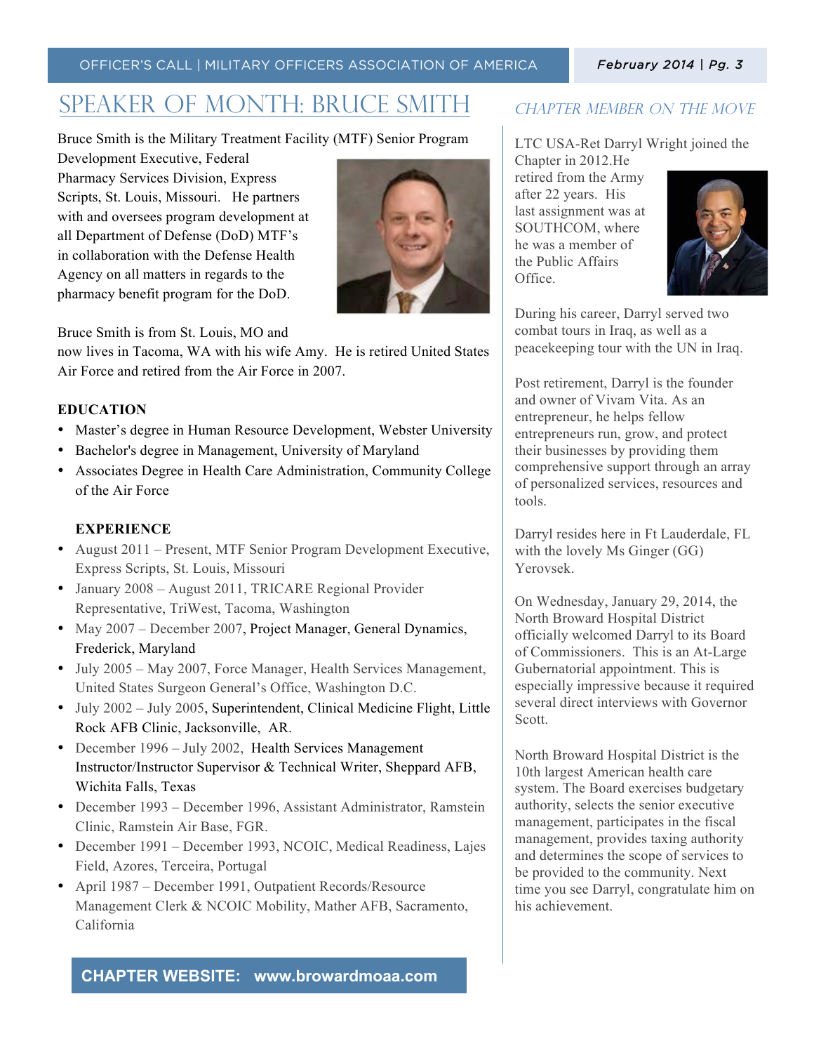## SPEAKER OF MONTH: BRUCE SMITH

Bruce Smith is the Military Treatment Facility (MTF) Senior Program Development Executive, Federal Pharmacy Services Division, Express Scripts, St. Louis, Missouri. He partners with and oversees program development at all Department of Defense (DoD) MTF's in collaboration with the Defense Health Agency on all matters in regards to the pharmacy benefit program for the DoD.

Bruce Smith is from St. Louis, MO and now lives in Tacoma, WA with his wife Amy. He is retired United States Air Force and retired from the Air Force in 2007.

**EDUCATION**

- Master's degree in Human Resource Development, Webster University
- Bachelor's degree in Management, University of Maryland
- Associates Degree in Health Care Administration, Community College of the Air Force

**EXPERIENCE**

- August 2011 – Present, MTF Senior Program Development Executive, Express Scripts, St. Louis, Missouri
- January 2008 – August 2011, TRICARE Regional Provider Representative, TriWest, Tacoma, Washington
- May 2007 – December 2007, Project Manager, General Dynamics, Frederick, Maryland
- July 2005 – May 2007, Force Manager, Health Services Management, United States Surgeon General's Office, Washington D.C.
- July 2002 – July 2005, Superintendent, Clinical Medicine Flight, Little Rock AFB Clinic, Jacksonville, AR.
- December 1996 – July 2002, Health Services Management Instructor/Instructor Supervisor & Technical Writer, Sheppard AFB, Wichita Falls, Texas
- December 1993 – December 1996, Assistant Administrator, Ramstein Clinic, Ramstein Air Base, FGR.
- December 1991 – December 1993, NCOIC, Medical Readiness, Lajes Field, Azores, Terceira, Portugal
- April 1987 – December 1991, Outpatient Records/Resource Management Clerk & NCOIC Mobility, Mather AFB, Sacramento, California

**CHAPTER WEBSITE: www.browardmoaa.com**

## *CHAPTER MEMBER ON THE MOVE*

LTC USA-Ret Darryl Wright joined the Chapter in 2012.He retired from the Army after 22 years. His last assignment was at SOUTHCOM, where he was a member of the Public Affairs Office.

During his career, Darryl served two combat tours in Iraq, as well as a peacekeeping tour with the UN in Iraq.

Post retirement, Darryl is the founder and owner of Vivam Vita. As an entrepreneur, he helps fellow entrepreneurs run, grow, and protect their businesses by providing them comprehensive support through an array of personalized services, resources and tools.

Darryl resides here in Ft Lauderdale, FL with the lovely Ms Ginger (GG) Yerovsek.

On Wednesday, January 29, 2014, the North Broward Hospital District officially welcomed Darryl to its Board of Commissioners. This is an At-Large Gubernatorial appointment. This is especially impressive because it required several direct interviews with Governor Scott.

North Broward Hospital District is the 10th largest American health care system. The Board exercises budgetary authority, selects the senior executive management, participates in the fiscal management, provides taxing authority and determines the scope of services to be provided to the community. Next time you see Darryl, congratulate him on his achievement.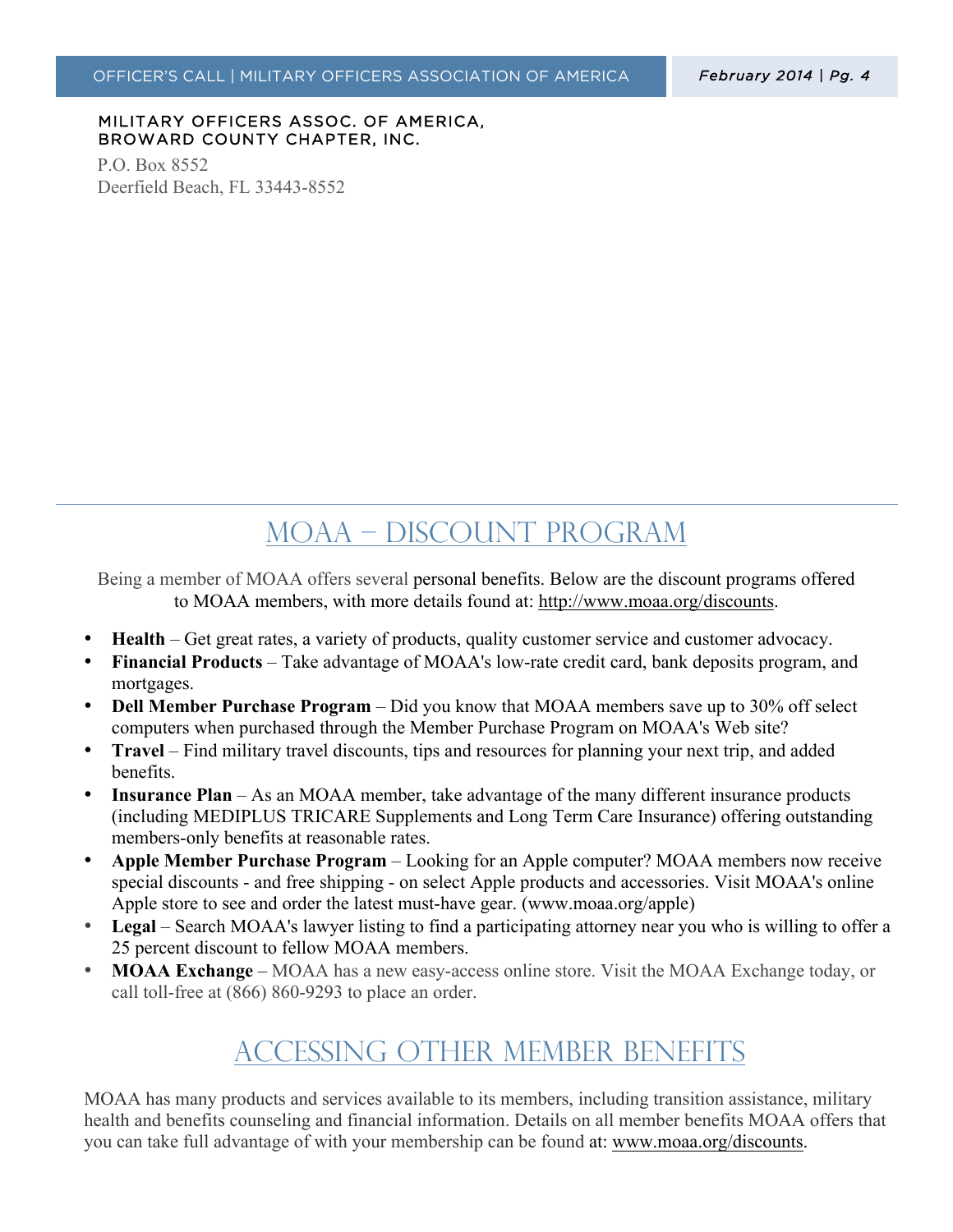MILITARY OFFICERS ASSOC. OF AMERICA,
BROWARD COUNTY CHAPTER, INC.

P.O. Box 8552
Deerfield Beach, FL 33443-8552

## MOAA – DISCOUNT PROGRAM

Being a member of MOAA offers several personal benefits. Below are the discount programs offered to MOAA members, with more details found at: http://www.moaa.org/discounts.

- **Health** – Get great rates, a variety of products, quality customer service and customer advocacy.
- **Financial Products** – Take advantage of MOAA's low-rate credit card, bank deposits program, and mortgages.
- **Dell Member Purchase Program** – Did you know that MOAA members save up to 30% off select computers when purchased through the Member Purchase Program on MOAA's Web site?
- **Travel** – Find military travel discounts, tips and resources for planning your next trip, and added benefits.
- **Insurance Plan** – As an MOAA member, take advantage of the many different insurance products (including MEDIPLUS TRICARE Supplements and Long Term Care Insurance) offering outstanding members-only benefits at reasonable rates.
- **Apple Member Purchase Program** – Looking for an Apple computer? MOAA members now receive special discounts - and free shipping - on select Apple products and accessories. Visit MOAA's online Apple store to see and order the latest must-have gear. (www.moaa.org/apple)
- **Legal** – Search MOAA's lawyer listing to find a participating attorney near you who is willing to offer a 25 percent discount to fellow MOAA members.
- **MOAA Exchange** – MOAA has a new easy-access online store. Visit the MOAA Exchange today, or call toll-free at (866) 860-9293 to place an order.

## ACCESSING OTHER MEMBER BENEFITS

MOAA has many products and services available to its members, including transition assistance, military health and benefits counseling and financial information. Details on all member benefits MOAA offers that you can take full advantage of with your membership can be found at: www.moaa.org/discounts.